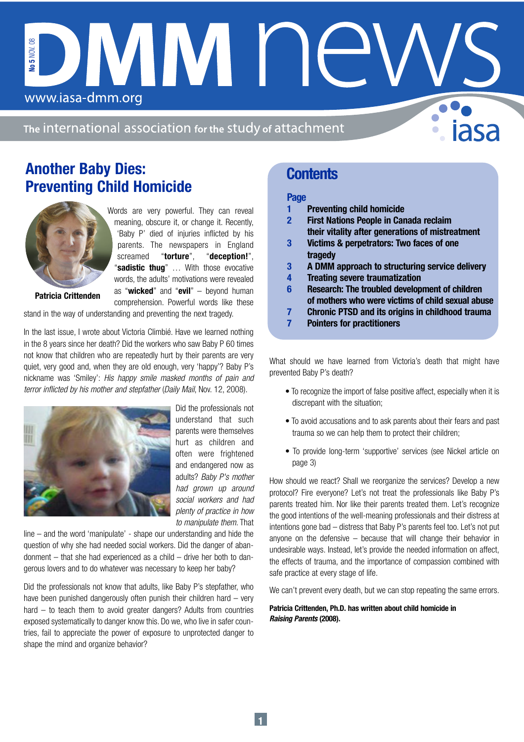# DMM news

www.iasa-dmm.org

No 5 NOV. 08

The international association for the study of attachment

iasa

## Another Baby Dies: Preventing Child Homicide

Patricia Crittenden

Words are very powerful. They can reveal meaning, obscure it, or change it. Recently, 'Baby P' died of injuries inflicted by his parents. The newspapers in England screamed "**torture**", "**deception!**", "**sadistic thug**" … With those evocative words, the adults' motivations were revealed as "**wicked**" and "**evil**" – beyond human comprehension. Powerful words like these stand in the way of understanding and preventing the next tragedy.

In the last issue, I wrote about Victoria Climbié. Have we learned nothing in the 8 years since her death? Did the workers who saw Baby P 60 times not know that children who are repeatedly hurt by their parents are very quiet, very good and, when they are old enough, very 'happy'? Baby P's nickname was 'Smiley': *His happy smile masked months of pain and terror inflicted by his mother and stepfather* (*Daily Mail*, Nov. 12, 2008).

Did the professionals not understand that such parents were themselves hurt as children and often were frightened and endangered now as adults? *Baby P's mother had grown up around social workers and had plenty of practice in how to manipulate them*. That line – and the word 'manipulate' - shape our understanding and hide the question of why she had needed social workers. Did the danger of abandonment – that she had experienced as a child – drive her both to dangerous lovers and to do whatever was necessary to keep her baby?

Did the professionals not know that adults, like Baby P's stepfather, who have been punished dangerously often punish their children hard – very hard – to teach them to avoid greater dangers? Adults from countries exposed systematically to danger know this. Do we, who live in safer countries, fail to appreciate the power of exposure to unprotected danger to shape the mind and organize behavior?

## Contents

| Page | |
|---|---|
| 1 | Preventing child homicide |
| 2 | First Nations People in Canada reclaim their vitality after generations of mistreatment |
| 3 | Victims & perpetrators: Two faces of one tragedy |
| 3 | A DMM approach to structuring service delivery |
| 4 | Treating severe traumatization |
| 6 | Research: The troubled development of children of mothers who were victims of child sexual abuse |
| 7 | Chronic PTSD and its origins in childhood trauma |
| 7 | Pointers for practitioners |

What should we have learned from Victoria's death that might have prevented Baby P's death?

- To recognize the import of false positive affect, especially when it is discrepant with the situation;
- To avoid accusations and to ask parents about their fears and past trauma so we can help them to protect their children;
- To provide long-term 'supportive' services (see Nickel article on page 3)

How should we react? Shall we reorganize the services? Develop a new protocol? Fire everyone? Let's not treat the professionals like Baby P's parents treated him. Nor like their parents treated them. Let's recognize the good intentions of the well-meaning professionals and their distress at intentions gone bad – distress that Baby P's parents feel too. Let's not put anyone on the defensive – because that will change their behavior in undesirable ways. Instead, let's provide the needed information on affect, the effects of trauma, and the importance of compassion combined with safe practice at every stage of life.

We can't prevent every death, but we can stop repeating the same errors.

**Patricia Crittenden, Ph.D. has written about child homicide in *Raising Parents* (2008).**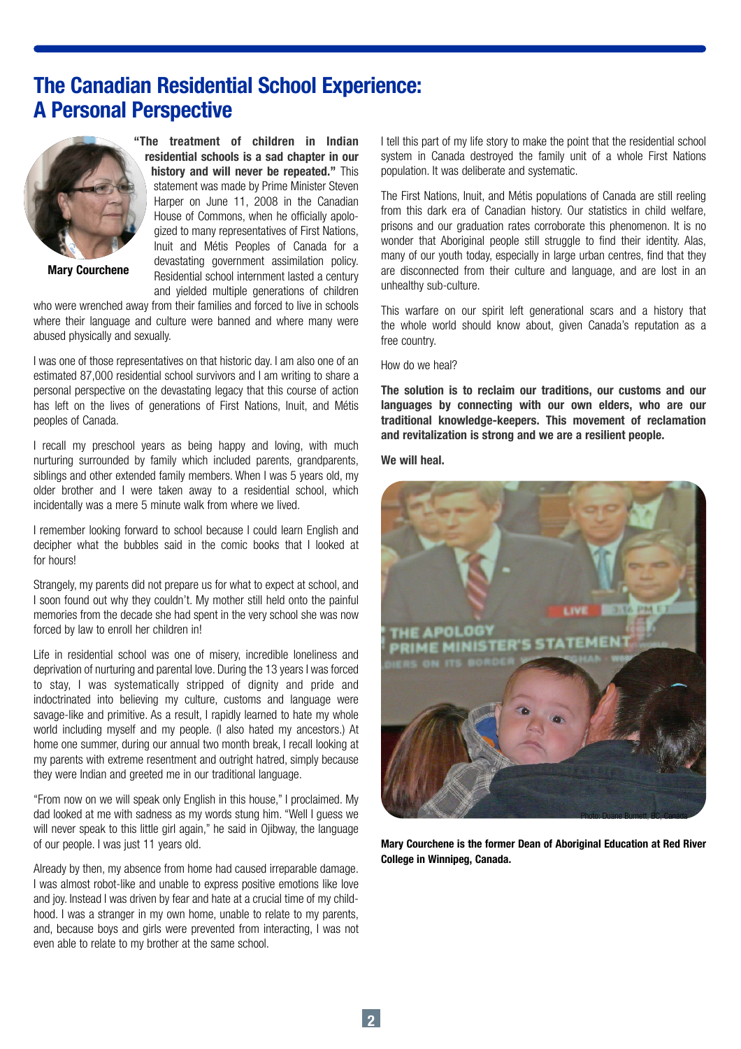# The Canadian Residential School Experience: A Personal Perspective

Mary Courchene

**"The treatment of children in Indian residential schools is a sad chapter in our history and will never be repeated."** This statement was made by Prime Minister Steven Harper on June 11, 2008 in the Canadian House of Commons, when he officially apologized to many representatives of First Nations, Inuit and Métis Peoples of Canada for a devastating government assimilation policy. Residential school internment lasted a century and yielded multiple generations of children who were wrenched away from their families and forced to live in schools where their language and culture were banned and where many were abused physically and sexually.

I was one of those representatives on that historic day. I am also one of an estimated 87,000 residential school survivors and I am writing to share a personal perspective on the devastating legacy that this course of action has left on the lives of generations of First Nations, Inuit, and Métis peoples of Canada.

I recall my preschool years as being happy and loving, with much nurturing surrounded by family which included parents, grandparents, siblings and other extended family members. When I was 5 years old, my older brother and I were taken away to a residential school, which incidentally was a mere 5 minute walk from where we lived.

I remember looking forward to school because I could learn English and decipher what the bubbles said in the comic books that I looked at for hours!

Strangely, my parents did not prepare us for what to expect at school, and I soon found out why they couldn't. My mother still held onto the painful memories from the decade she had spent in the very school she was now forced by law to enroll her children in!

Life in residential school was one of misery, incredible loneliness and deprivation of nurturing and parental love. During the 13 years I was forced to stay, I was systematically stripped of dignity and pride and indoctrinated into believing my culture, customs and language were savage-like and primitive. As a result, I rapidly learned to hate my whole world including myself and my people. (I also hated my ancestors.) At home one summer, during our annual two month break, I recall looking at my parents with extreme resentment and outright hatred, simply because they were Indian and greeted me in our traditional language.

"From now on we will speak only English in this house," I proclaimed. My dad looked at me with sadness as my words stung him. "Well I guess we will never speak to this little girl again," he said in Ojibway, the language of our people. I was just 11 years old.

Already by then, my absence from home had caused irreparable damage. I was almost robot-like and unable to express positive emotions like love and joy. Instead I was driven by fear and hate at a crucial time of my childhood. I was a stranger in my own home, unable to relate to my parents, and, because boys and girls were prevented from interacting, I was not even able to relate to my brother at the same school.

I tell this part of my life story to make the point that the residential school system in Canada destroyed the family unit of a whole First Nations population. It was deliberate and systematic.

The First Nations, Inuit, and Métis populations of Canada are still reeling from this dark era of Canadian history. Our statistics in child welfare, prisons and our graduation rates corroborate this phenomenon. It is no wonder that Aboriginal people still struggle to find their identity. Alas, many of our youth today, especially in large urban centres, find that they are disconnected from their culture and language, and are lost in an unhealthy sub-culture.

This warfare on our spirit left generational scars and a history that the whole world should know about, given Canada's reputation as a free country.

How do we heal?

**The solution is to reclaim our traditions, our customs and our languages by connecting with our own elders, who are our traditional knowledge-keepers. This movement of reclamation and revitalization is strong and we are a resilient people.**

**We will heal.**

Photo: Duane Burnett, BC, Canada

**Mary Courchene is the former Dean of Aboriginal Education at Red River College in Winnipeg, Canada.**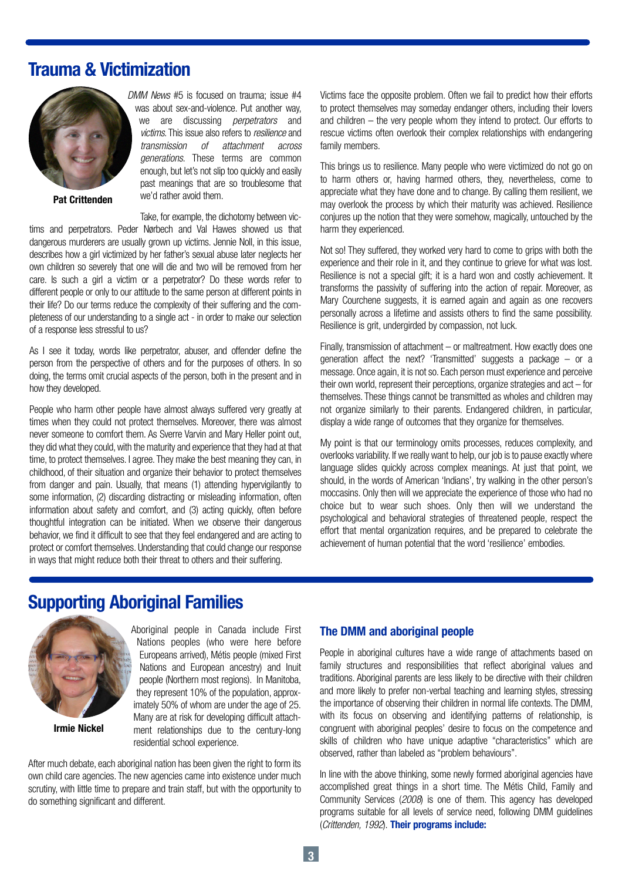## Trauma & Victimization

**Pat Crittenden**

*DMM News* #5 is focused on trauma; issue #4 was about sex-and-violence. Put another way, we are discussing *perpetrators* and *victims*. This issue also refers to *resilience* and *transmission of attachment across generations*. These terms are common enough, but let's not slip too quickly and easily past meanings that are so troublesome that we'd rather avoid them.

Take, for example, the dichotomy between victims and perpetrators. Peder Nørbech and Val Hawes showed us that dangerous murderers are usually grown up victims. Jennie Noll, in this issue, describes how a girl victimized by her father's sexual abuse later neglects her own children so severely that one will die and two will be removed from her care. Is such a girl a victim or a perpetrator? Do these words refer to different people or only to our attitude to the same person at different points in their life? Do our terms reduce the complexity of their suffering and the completeness of our understanding to a single act - in order to make our selection of a response less stressful to us?

As I see it today, words like perpetrator, abuser, and offender define the person from the perspective of others and for the purposes of others. In so doing, the terms omit crucial aspects of the person, both in the present and in how they developed.

People who harm other people have almost always suffered very greatly at times when they could not protect themselves. Moreover, there was almost never someone to comfort them. As Sverre Varvin and Mary Heller point out, they did what they could, with the maturity and experience that they had at that time, to protect themselves. I agree. They make the best meaning they can, in childhood, of their situation and organize their behavior to protect themselves from danger and pain. Usually, that means (1) attending hypervigilantly to some information, (2) discarding distracting or misleading information, often information about safety and comfort, and (3) acting quickly, often before thoughtful integration can be initiated. When we observe their dangerous behavior, we find it difficult to see that they feel endangered and are acting to protect or comfort themselves. Understanding that could change our response in ways that might reduce both their threat to others and their suffering.

Victims face the opposite problem. Often we fail to predict how their efforts to protect themselves may someday endanger others, including their lovers and children – the very people whom they intend to protect. Our efforts to rescue victims often overlook their complex relationships with endangering family members.

This brings us to resilience. Many people who were victimized do not go on to harm others or, having harmed others, they, nevertheless, come to appreciate what they have done and to change. By calling them resilient, we may overlook the process by which their maturity was achieved. Resilience conjures up the notion that they were somehow, magically, untouched by the harm they experienced.

Not so! They suffered, they worked very hard to come to grips with both the experience and their role in it, and they continue to grieve for what was lost. Resilience is not a special gift; it is a hard won and costly achievement. It transforms the passivity of suffering into the action of repair. Moreover, as Mary Courchene suggests, it is earned again and again as one recovers personally across a lifetime and assists others to find the same possibility. Resilience is grit, undergirded by compassion, not luck.

Finally, transmission of attachment – or maltreatment. How exactly does one generation affect the next? 'Transmitted' suggests a package – or a message. Once again, it is not so. Each person must experience and perceive their own world, represent their perceptions, organize strategies and act – for themselves. These things cannot be transmitted as wholes and children may not organize similarly to their parents. Endangered children, in particular, display a wide range of outcomes that they organize for themselves.

My point is that our terminology omits processes, reduces complexity, and overlooks variability. If we really want to help, our job is to pause exactly where language slides quickly across complex meanings. At just that point, we should, in the words of American 'Indians', try walking in the other person's moccasins. Only then will we appreciate the experience of those who had no choice but to wear such shoes. Only then will we understand the psychological and behavioral strategies of threatened people, respect the effort that mental organization requires, and be prepared to celebrate the achievement of human potential that the word 'resilience' embodies.

## Supporting Aboriginal Families

**Irmie Nickel**

Aboriginal people in Canada include First Nations peoples (who were here before Europeans arrived), Métis people (mixed First Nations and European ancestry) and Inuit people (Northern most regions). In Manitoba, they represent 10% of the population, approximately 50% of whom are under the age of 25. Many are at risk for developing difficult attachment relationships due to the century-long residential school experience.

After much debate, each aboriginal nation has been given the right to form its own child care agencies. The new agencies came into existence under much scrutiny, with little time to prepare and train staff, but with the opportunity to do something significant and different.

### The DMM and aboriginal people

People in aboriginal cultures have a wide range of attachments based on family structures and responsibilities that reflect aboriginal values and traditions. Aboriginal parents are less likely to be directive with their children and more likely to prefer non-verbal teaching and learning styles, stressing the importance of observing their children in normal life contexts. The DMM, with its focus on observing and identifying patterns of relationship, is congruent with aboriginal peoples' desire to focus on the competence and skills of children who have unique adaptive "characteristics" which are observed, rather than labeled as "problem behaviours".

In line with the above thinking, some newly formed aboriginal agencies have accomplished great things in a short time. The Métis Child, Family and Community Services (*2008*) is one of them. This agency has developed programs suitable for all levels of service need, following DMM guidelines (*Crittenden, 1992*). **Their programs include:**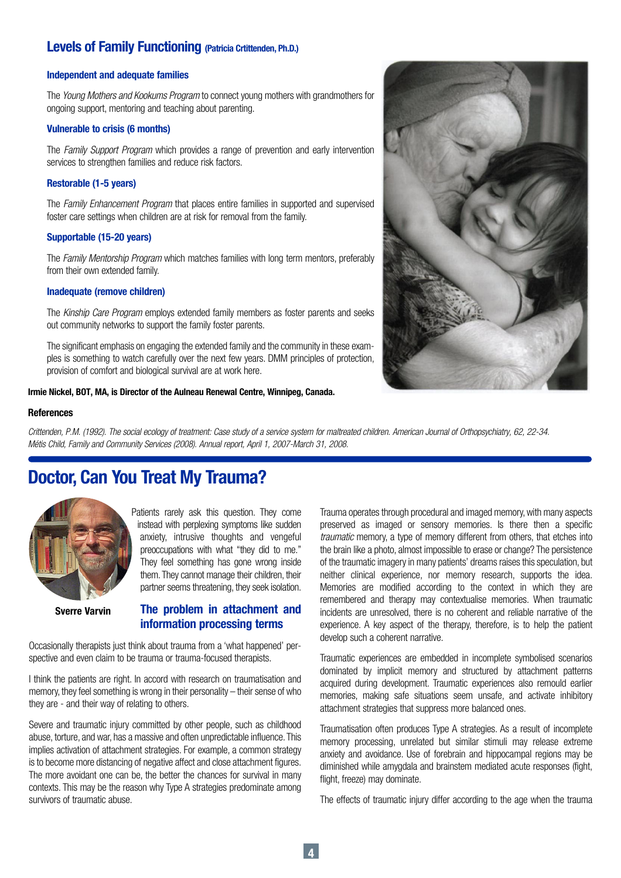## Levels of Family Functioning (Patricia Crttittenden, Ph.D.)

### Independent and adequate families

The *Young Mothers and Kookums Program* to connect young mothers with grandmothers for ongoing support, mentoring and teaching about parenting.

### Vulnerable to crisis (6 months)

The *Family Support Program* which provides a range of prevention and early intervention services to strengthen families and reduce risk factors.

### Restorable (1-5 years)

The *Family Enhancement Program* that places entire families in supported and supervised foster care settings when children are at risk for removal from the family.

### Supportable (15-20 years)

The *Family Mentorship Program* which matches families with long term mentors, preferably from their own extended family.

### Inadequate (remove children)

The *Kinship Care Program* employs extended family members as foster parents and seeks out community networks to support the family foster parents.

The significant emphasis on engaging the extended family and the community in these examples is something to watch carefully over the next few years. DMM principles of protection, provision of comfort and biological survival are at work here.

**Irmie Nickel, BOT, MA, is Director of the Aulneau Renewal Centre, Winnipeg, Canada.**

**References**

*Crittenden, P.M. (1992). The social ecology of treatment: Case study of a service system for maltreated children. American Journal of Orthopsychiatry, 62, 22-34.*
*Métis Child, Family and Community Services (2008). Annual report, April 1, 2007-March 31, 2008.*

# Doctor, Can You Treat My Trauma?

**Sverre Varvin**

Patients rarely ask this question. They come instead with perplexing symptoms like sudden anxiety, intrusive thoughts and vengeful preoccupations with what "they did to me." They feel something has gone wrong inside them. They cannot manage their children, their partner seems threatening, they seek isolation.

## The problem in attachment and information processing terms

Occasionally therapists just think about trauma from a 'what happened' perspective and even claim to be trauma or trauma-focused therapists.

I think the patients are right. In accord with research on traumatisation and memory, they feel something is wrong in their personality – their sense of who they are - and their way of relating to others.

Severe and traumatic injury committed by other people, such as childhood abuse, torture, and war, has a massive and often unpredictable influence. This implies activation of attachment strategies. For example, a common strategy is to become more distancing of negative affect and close attachment figures. The more avoidant one can be, the better the chances for survival in many contexts. This may be the reason why Type A strategies predominate among survivors of traumatic abuse.

Trauma operates through procedural and imaged memory, with many aspects preserved as imaged or sensory memories. Is there then a specific *traumatic* memory, a type of memory different from others, that etches into the brain like a photo, almost impossible to erase or change? The persistence of the traumatic imagery in many patients' dreams raises this speculation, but neither clinical experience, nor memory research, supports the idea. Memories are modified according to the context in which they are remembered and therapy may contextualise memories. When traumatic incidents are unresolved, there is no coherent and reliable narrative of the experience. A key aspect of the therapy, therefore, is to help the patient develop such a coherent narrative.

Traumatic experiences are embedded in incomplete symbolised scenarios dominated by implicit memory and structured by attachment patterns acquired during development. Traumatic experiences also remould earlier memories, making safe situations seem unsafe, and activate inhibitory attachment strategies that suppress more balanced ones.

Traumatisation often produces Type A strategies. As a result of incomplete memory processing, unrelated but similar stimuli may release extreme anxiety and avoidance. Use of forebrain and hippocampal regions may be diminished while amygdala and brainstem mediated acute responses (fight, flight, freeze) may dominate.

The effects of traumatic injury differ according to the age when the trauma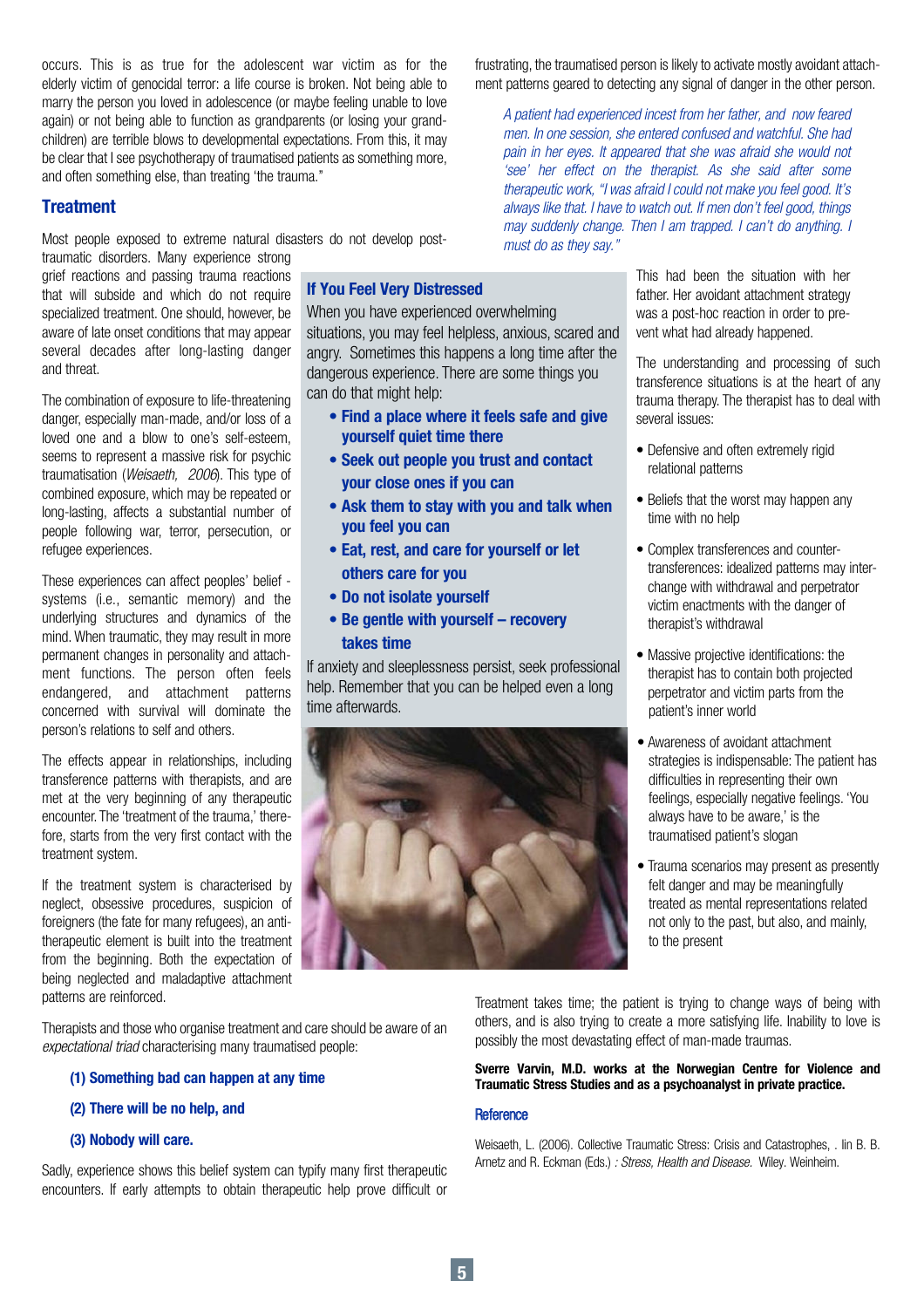occurs. This is as true for the adolescent war victim as for the elderly victim of genocidal terror: a life course is broken. Not being able to marry the person you loved in adolescence (or maybe feeling unable to love again) or not being able to function as grandparents (or losing your grandchildren) are terrible blows to developmental expectations. From this, it may be clear that I see psychotherapy of traumatised patients as something more, and often something else, than treating 'the trauma."

## Treatment

Most people exposed to extreme natural disasters do not develop posttraumatic disorders. Many experience strong grief reactions and passing trauma reactions that will subside and which do not require specialized treatment. One should, however, be aware of late onset conditions that may appear several decades after long-lasting danger and threat.

The combination of exposure to life-threatening danger, especially man-made, and/or loss of a loved one and a blow to one's self-esteem, seems to represent a massive risk for psychic traumatisation (*Weisaeth, 2006*). This type of combined exposure, which may be repeated or long-lasting, affects a substantial number of people following war, terror, persecution, or refugee experiences.

These experiences can affect peoples' belief - systems (i.e., semantic memory) and the underlying structures and dynamics of the mind. When traumatic, they may result in more permanent changes in personality and attachment functions. The person often feels endangered, and attachment patterns concerned with survival will dominate the person's relations to self and others.

The effects appear in relationships, including transference patterns with therapists, and are met at the very beginning of any therapeutic encounter. The 'treatment of the trauma,' therefore, starts from the very first contact with the treatment system.

If the treatment system is characterised by neglect, obsessive procedures, suspicion of foreigners (the fate for many refugees), an anti-therapeutic element is built into the treatment from the beginning. Both the expectation of being neglected and maladaptive attachment patterns are reinforced.

Therapists and those who organise treatment and care should be aware of an *expectational triad* characterising many traumatised people:

**(1) Something bad can happen at any time**

**(2) There will be no help, and**

**(3) Nobody will care.**

Sadly, experience shows this belief system can typify many first therapeutic encounters. If early attempts to obtain therapeutic help prove difficult or frustrating, the traumatised person is likely to activate mostly avoidant attachment patterns geared to detecting any signal of danger in the other person.

> *A patient had experienced incest from her father, and now feared men. In one session, she entered confused and watchful. She had pain in her eyes. It appeared that she was afraid she would not 'see' her effect on the therapist. As she said after some therapeutic work, "I was afraid I could not make you feel good. It's always like that. I have to watch out. If men don't feel good, things may suddenly change. Then I am trapped. I can't do anything. I must do as they say."*

This had been the situation with her father. Her avoidant attachment strategy was a post-hoc reaction in order to prevent what had already happened.

The understanding and processing of such transference situations is at the heart of any trauma therapy. The therapist has to deal with several issues:

- Defensive and often extremely rigid relational patterns
- Beliefs that the worst may happen any time with no help
- Complex transferences and counter-transferences: idealized patterns may interchange with withdrawal and perpetrator victim enactments with the danger of therapist's withdrawal
- Massive projective identifications: the therapist has to contain both projected perpetrator and victim parts from the patient's inner world
- Awareness of avoidant attachment strategies is indispensable: The patient has difficulties in representing their own feelings, especially negative feelings. 'You always have to be aware,' is the traumatised patient's slogan
- Trauma scenarios may present as presently felt danger and may be meaningfully treated as mental representations related not only to the past, but also, and mainly, to the present

Treatment takes time; the patient is trying to change ways of being with others, and is also trying to create a more satisfying life. Inability to love is possibly the most devastating effect of man-made traumas.

### If You Feel Very Distressed

When you have experienced overwhelming situations, you may feel helpless, anxious, scared and angry. Sometimes this happens a long time after the dangerous experience. There are some things you can do that might help:

- **Find a place where it feels safe and give yourself quiet time there**
- **Seek out people you trust and contact your close ones if you can**
- **Ask them to stay with you and talk when you feel you can**
- **Eat, rest, and care for yourself or let others care for you**
- **Do not isolate yourself**
- **Be gentle with yourself – recovery takes time**

If anxiety and sleeplessness persist, seek professional help. Remember that you can be helped even a long time afterwards.

**Sverre Varvin, M.D. works at the Norwegian Centre for Violence and Traumatic Stress Studies and as a psychoanalyst in private practice.**

### Reference

Weisaeth, L. (2006). Collective Traumatic Stress: Crisis and Catastrophes, . Iin B. B. Arnetz and R. Eckman (Eds.) *: Stress, Health and Disease.* Wiley. Weinheim.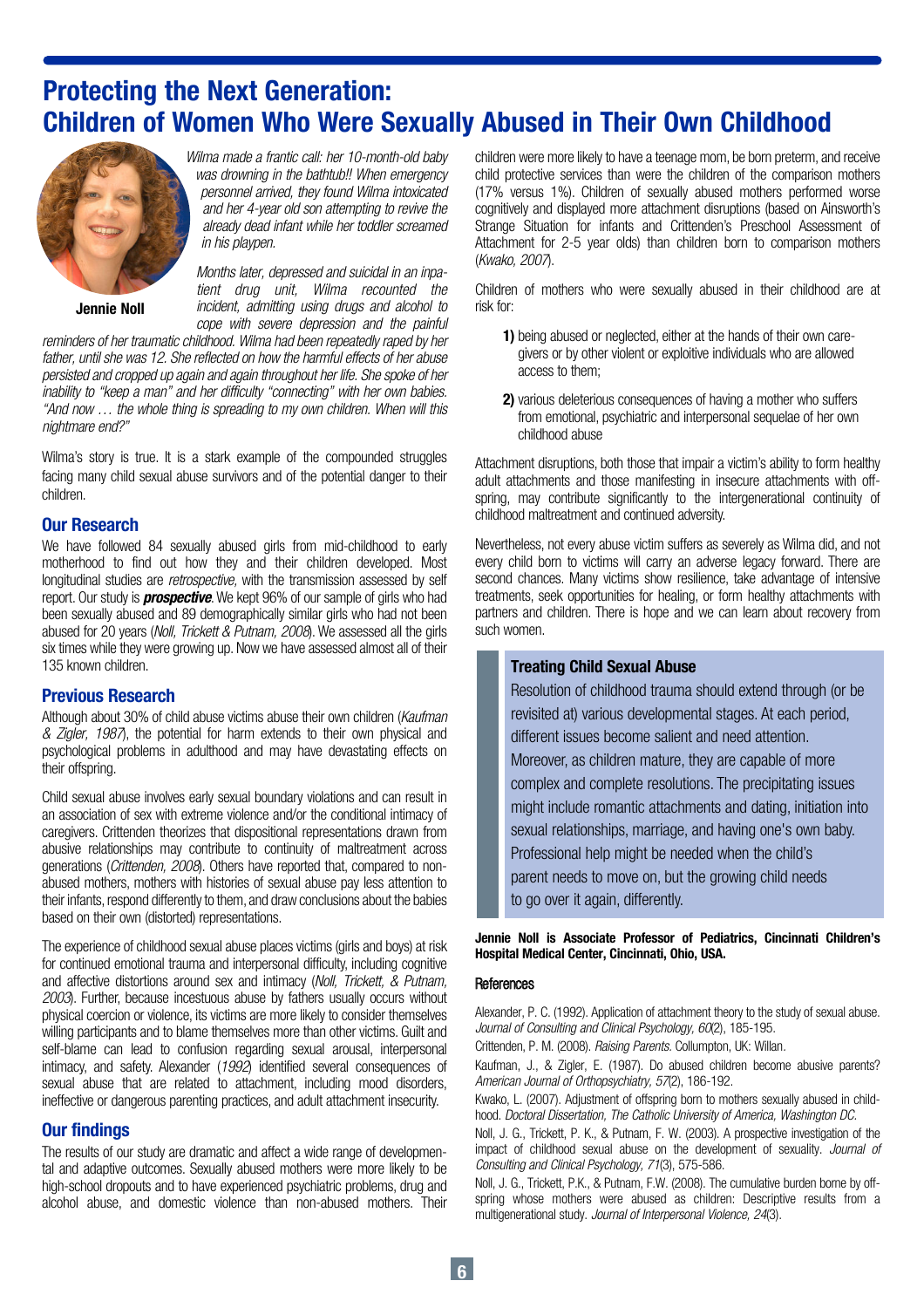# Protecting the Next Generation: Children of Women Who Were Sexually Abused in Their Own Childhood

Jennie Noll

*Wilma made a frantic call: her 10-month-old baby was drowning in the bathtub!! When emergency personnel arrived, they found Wilma intoxicated and her 4-year old son attempting to revive the already dead infant while her toddler screamed in his playpen.*

*Months later, depressed and suicidal in an inpatient drug unit, Wilma recounted the incident, admitting using drugs and alcohol to cope with severe depression and the painful reminders of her traumatic childhood. Wilma had been repeatedly raped by her father, until she was 12. She reflected on how the harmful effects of her abuse persisted and cropped up again and again throughout her life. She spoke of her inability to "keep a man" and her difficulty "connecting" with her own babies. "And now … the whole thing is spreading to my own children. When will this nightmare end?"*

Wilma's story is true. It is a stark example of the compounded struggles facing many child sexual abuse survivors and of the potential danger to their children.

## Our Research

We have followed 84 sexually abused girls from mid-childhood to early motherhood to find out how they and their children developed. Most longitudinal studies are *retrospective,* with the transmission assessed by self report. Our study is ***prospective***. We kept 96% of our sample of girls who had been sexually abused and 89 demographically similar girls who had not been abused for 20 years (*Noll, Trickett & Putnam, 2008*). We assessed all the girls six times while they were growing up. Now we have assessed almost all of their 135 known children.

## Previous Research

Although about 30% of child abuse victims abuse their own children (*Kaufman & Zigler, 1987*), the potential for harm extends to their own physical and psychological problems in adulthood and may have devastating effects on their offspring.

Child sexual abuse involves early sexual boundary violations and can result in an association of sex with extreme violence and/or the conditional intimacy of caregivers. Crittenden theorizes that dispositional representations drawn from abusive relationships may contribute to continuity of maltreatment across generations (*Crittenden, 2008*). Others have reported that, compared to non-abused mothers, mothers with histories of sexual abuse pay less attention to their infants, respond differently to them, and draw conclusions about the babies based on their own (distorted) representations.

The experience of childhood sexual abuse places victims (girls and boys) at risk for continued emotional trauma and interpersonal difficulty, including cognitive and affective distortions around sex and intimacy (*Noll, Trickett, & Putnam, 2003*). Further, because incestuous abuse by fathers usually occurs without physical coercion or violence, its victims are more likely to consider themselves willing participants and to blame themselves more than other victims. Guilt and self-blame can lead to confusion regarding sexual arousal, interpersonal intimacy, and safety. Alexander (*1992*) identified several consequences of sexual abuse that are related to attachment, including mood disorders, ineffective or dangerous parenting practices, and adult attachment insecurity.

## Our findings

The results of our study are dramatic and affect a wide range of developmental and adaptive outcomes. Sexually abused mothers were more likely to be high-school dropouts and to have experienced psychiatric problems, drug and alcohol abuse, and domestic violence than non-abused mothers. Their children were more likely to have a teenage mom, be born preterm, and receive child protective services than were the children of the comparison mothers (17% versus 1%). Children of sexually abused mothers performed worse cognitively and displayed more attachment disruptions (based on Ainsworth's Strange Situation for infants and Crittenden's Preschool Assessment of Attachment for 2-5 year olds) than children born to comparison mothers (*Kwako, 2007*).

Children of mothers who were sexually abused in their childhood are at risk for:

1) being abused or neglected, either at the hands of their own caregivers or by other violent or exploitive individuals who are allowed access to them;
2) various deleterious consequences of having a mother who suffers from emotional, psychiatric and interpersonal sequelae of her own childhood abuse

Attachment disruptions, both those that impair a victim's ability to form healthy adult attachments and those manifesting in insecure attachments with offspring, may contribute significantly to the intergenerational continuity of childhood maltreatment and continued adversity.

Nevertheless, not every abuse victim suffers as severely as Wilma did, and not every child born to victims will carry an adverse legacy forward. There are second chances. Many victims show resilience, take advantage of intensive treatments, seek opportunities for healing, or form healthy attachments with partners and children. There is hope and we can learn about recovery from such women.

### Treating Child Sexual Abuse

Resolution of childhood trauma should extend through (or be revisited at) various developmental stages. At each period, different issues become salient and need attention. Moreover, as children mature, they are capable of more complex and complete resolutions. The precipitating issues might include romantic attachments and dating, initiation into sexual relationships, marriage, and having one's own baby. Professional help might be needed when the child's parent needs to move on, but the growing child needs to go over it again, differently.

**Jennie Noll is Associate Professor of Pediatrics, Cincinnati Children's Hospital Medical Center, Cincinnati, Ohio, USA.**

### References

Alexander, P. C. (1992). Application of attachment theory to the study of sexual abuse. *Journal of Consulting and Clinical Psychology, 60*(2), 185-195.

Crittenden, P. M. (2008). *Raising Parents.* Collumpton, UK: Willan.

Kaufman, J., & Zigler, E. (1987). Do abused children become abusive parents? *American Journal of Orthopsychiatry, 57*(2), 186-192.

Kwako, L. (2007). Adjustment of offspring born to mothers sexually abused in childhood. *Doctoral Dissertation, The Catholic University of America, Washington DC.*

Noll, J. G., Trickett, P. K., & Putnam, F. W. (2003). A prospective investigation of the impact of childhood sexual abuse on the development of sexuality. *Journal of Consulting and Clinical Psychology, 71*(3), 575-586.

Noll, J. G., Trickett, P.K., & Putnam, F.W. (2008). The cumulative burden borne by offspring whose mothers were abused as children: Descriptive results from a multigenerational study. *Journal of Interpersonal Violence, 24*(3).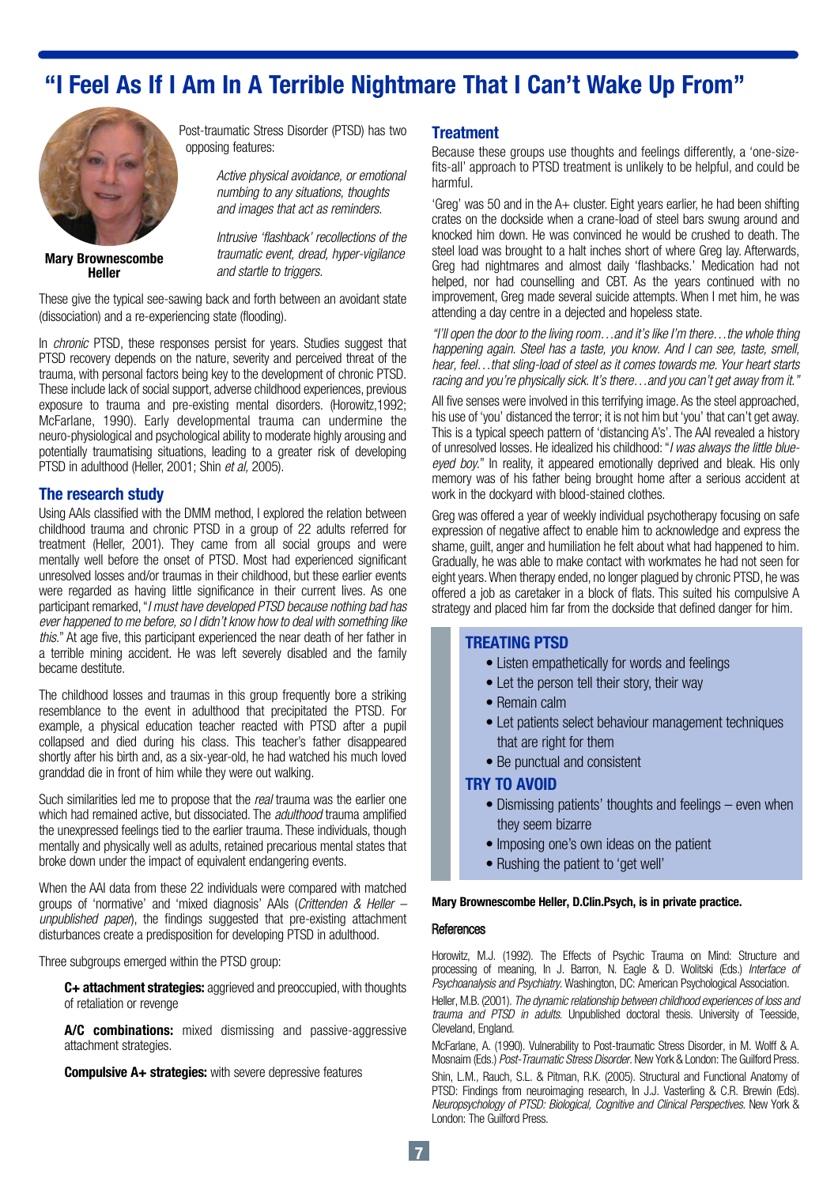# "I Feel As If I Am In A Terrible Nightmare That I Can't Wake Up From"

**Mary Brownescombe Heller**

Post-traumatic Stress Disorder (PTSD) has two opposing features:

> *Active physical avoidance, or emotional numbing to any situations, thoughts and images that act as reminders.*
>
> *Intrusive 'flashback' recollections of the traumatic event, dread, hyper-vigilance and startle to triggers.*

These give the typical see-sawing back and forth between an avoidant state (dissociation) and a re-experiencing state (flooding).

In *chronic* PTSD, these responses persist for years. Studies suggest that PTSD recovery depends on the nature, severity and perceived threat of the trauma, with personal factors being key to the development of chronic PTSD. These include lack of social support, adverse childhood experiences, previous exposure to trauma and pre-existing mental disorders. (Horowitz,1992; McFarlane, 1990). Early developmental trauma can undermine the neuro-physiological and psychological ability to moderate highly arousing and potentially traumatising situations, leading to a greater risk of developing PTSD in adulthood (Heller, 2001; Shin *et al,* 2005).

## The research study

Using AAIs classified with the DMM method, I explored the relation between childhood trauma and chronic PTSD in a group of 22 adults referred for treatment (Heller, 2001). They came from all social groups and were mentally well before the onset of PTSD. Most had experienced significant unresolved losses and/or traumas in their childhood, but these earlier events were regarded as having little significance in their current lives. As one participant remarked, "*I must have developed PTSD because nothing bad has ever happened to me before, so I didn't know how to deal with something like this.*" At age five, this participant experienced the near death of her father in a terrible mining accident. He was left severely disabled and the family became destitute.

The childhood losses and traumas in this group frequently bore a striking resemblance to the event in adulthood that precipitated the PTSD. For example, a physical education teacher reacted with PTSD after a pupil collapsed and died during his class. This teacher's father disappeared shortly after his birth and, as a six-year-old, he had watched his much loved granddad die in front of him while they were out walking.

Such similarities led me to propose that the *real* trauma was the earlier one which had remained active, but dissociated. The *adulthood* trauma amplified the unexpressed feelings tied to the earlier trauma. These individuals, though mentally and physically well as adults, retained precarious mental states that broke down under the impact of equivalent endangering events.

When the AAI data from these 22 individuals were compared with matched groups of 'normative' and 'mixed diagnosis' AAIs (*Crittenden & Heller – unpublished paper*), the findings suggested that pre-existing attachment disturbances create a predisposition for developing PTSD in adulthood.

Three subgroups emerged within the PTSD group:

**C+ attachment strategies:** aggrieved and preoccupied, with thoughts of retaliation or revenge

**A/C combinations:** mixed dismissing and passive-aggressive attachment strategies.

**Compulsive A+ strategies:** with severe depressive features

## Treatment

Because these groups use thoughts and feelings differently, a 'one-size-fits-all' approach to PTSD treatment is unlikely to be helpful, and could be harmful.

'Greg' was 50 and in the A+ cluster. Eight years earlier, he had been shifting crates on the dockside when a crane-load of steel bars swung around and knocked him down. He was convinced he would be crushed to death. The steel load was brought to a halt inches short of where Greg lay. Afterwards, Greg had nightmares and almost daily 'flashbacks.' Medication had not helped, nor had counselling and CBT. As the years continued with no improvement, Greg made several suicide attempts. When I met him, he was attending a day centre in a dejected and hopeless state.

*"I'll open the door to the living room…and it's like I'm there…the whole thing happening again. Steel has a taste, you know. And I can see, taste, smell, hear, feel…that sling-load of steel as it comes towards me. Your heart starts racing and you're physically sick. It's there…and you can't get away from it."*

All five senses were involved in this terrifying image. As the steel approached, his use of 'you' distanced the terror; it is not him but 'you' that can't get away. This is a typical speech pattern of 'distancing A's'. The AAI revealed a history of unresolved losses. He idealized his childhood: "*I was always the little blue-eyed boy.*" In reality, it appeared emotionally deprived and bleak. His only memory was of his father being brought home after a serious accident at work in the dockyard with blood-stained clothes.

Greg was offered a year of weekly individual psychotherapy focusing on safe expression of negative affect to enable him to acknowledge and express the shame, guilt, anger and humiliation he felt about what had happened to him. Gradually, he was able to make contact with workmates he had not seen for eight years. When therapy ended, no longer plagued by chronic PTSD, he was offered a job as caretaker in a block of flats. This suited his compulsive A strategy and placed him far from the dockside that defined danger for him.

### TREATING PTSD

- Listen empathetically for words and feelings
- Let the person tell their story, their way
- Remain calm
- Let patients select behaviour management techniques that are right for them
- Be punctual and consistent

### TRY TO AVOID

- Dismissing patients' thoughts and feelings – even when they seem bizarre
- Imposing one's own ideas on the patient
- Rushing the patient to 'get well'

**Mary Brownescombe Heller, D.Clin.Psych, is in private practice.**

### References

Horowitz, M.J. (1992). The Effects of Psychic Trauma on Mind: Structure and processing of meaning, In J. Barron, N. Eagle & D. Wolitski (Eds.) *Interface of Psychoanalysis and Psychiatry.* Washington, DC: American Psychological Association.

Heller, M.B. (2001). *The dynamic relationship between childhood experiences of loss and trauma and PTSD in adults.* Unpublished doctoral thesis. University of Teesside, Cleveland, England.

McFarlane, A. (1990). Vulnerability to Post-traumatic Stress Disorder, in M. Wolff & A. Mosnaim (Eds.) *Post-Traumatic Stress Disorder.* New York & London: The Guilford Press.

Shin, L.M., Rauch, S.L. & Pitman, R.K. (2005). Structural and Functional Anatomy of PTSD: Findings from neuroimaging research, In J.J. Vasterling & C.R. Brewin (Eds). *Neuropsychology of PTSD: Biological, Cognitive and Clinical Perspectives.* New York & London: The Guilford Press.